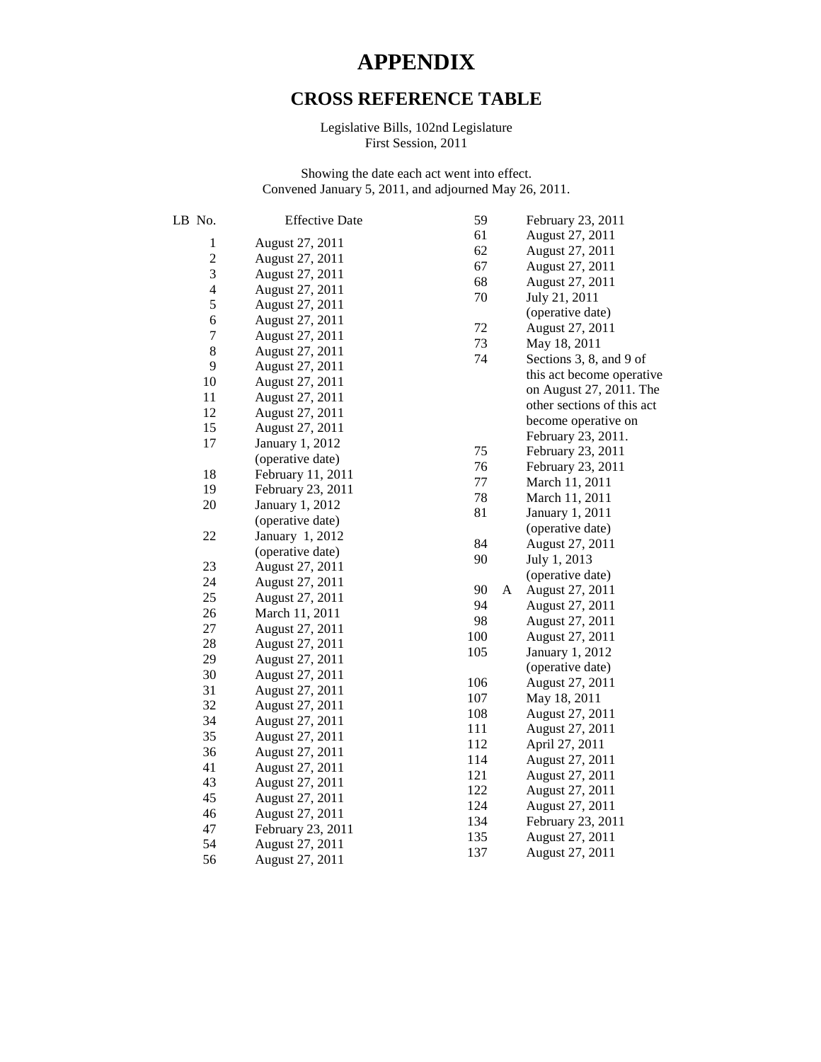# APPENDIX

## CROSS REFERENCE TABLE

Legislative Bills, 102nd Legislature
First Session, 2011

Showing the date each act went into effect.
Convened January 5, 2011, and adjourned May 26, 2011.

| LB No. | Effective Date |
|---|---|
| 1 | August 27, 2011 |
| 2 | August 27, 2011 |
| 3 | August 27, 2011 |
| 4 | August 27, 2011 |
| 5 | August 27, 2011 |
| 6 | August 27, 2011 |
| 7 | August 27, 2011 |
| 8 | August 27, 2011 |
| 9 | August 27, 2011 |
| 10 | August 27, 2011 |
| 11 | August 27, 2011 |
| 12 | August 27, 2011 |
| 15 | August 27, 2011 |
| 17 | January 1, 2012 (operative date) |
| 18 | February 11, 2011 |
| 19 | February 23, 2011 |
| 20 | January 1, 2012 (operative date) |
| 22 | January 1, 2012 (operative date) |
| 23 | August 27, 2011 |
| 24 | August 27, 2011 |
| 25 | August 27, 2011 |
| 26 | March 11, 2011 |
| 27 | August 27, 2011 |
| 28 | August 27, 2011 |
| 29 | August 27, 2011 |
| 30 | August 27, 2011 |
| 31 | August 27, 2011 |
| 32 | August 27, 2011 |
| 34 | August 27, 2011 |
| 35 | August 27, 2011 |
| 36 | August 27, 2011 |
| 41 | August 27, 2011 |
| 43 | August 27, 2011 |
| 45 | August 27, 2011 |
| 46 | August 27, 2011 |
| 47 | February 23, 2011 |
| 54 | August 27, 2011 |
| 56 | August 27, 2011 |
| 59 | February 23, 2011 |
| 61 | August 27, 2011 |
| 62 | August 27, 2011 |
| 67 | August 27, 2011 |
| 68 | August 27, 2011 |
| 70 | July 21, 2011 (operative date) |
| 72 | August 27, 2011 |
| 73 | May 18, 2011 |
| 74 | Sections 3, 8, and 9 of this act become operative on August 27, 2011. The other sections of this act become operative on February 23, 2011. |
| 75 | February 23, 2011 |
| 76 | February 23, 2011 |
| 77 | March 11, 2011 |
| 78 | March 11, 2011 |
| 81 | January 1, 2011 (operative date) |
| 84 | August 27, 2011 |
| 90 | July 1, 2013 (operative date) |
| 90 A | August 27, 2011 |
| 94 | August 27, 2011 |
| 98 | August 27, 2011 |
| 100 | August 27, 2011 |
| 105 | January 1, 2012 (operative date) |
| 106 | August 27, 2011 |
| 107 | May 18, 2011 |
| 108 | August 27, 2011 |
| 111 | August 27, 2011 |
| 112 | April 27, 2011 |
| 114 | August 27, 2011 |
| 121 | August 27, 2011 |
| 122 | August 27, 2011 |
| 124 | August 27, 2011 |
| 134 | February 23, 2011 |
| 135 | August 27, 2011 |
| 137 | August 27, 2011 |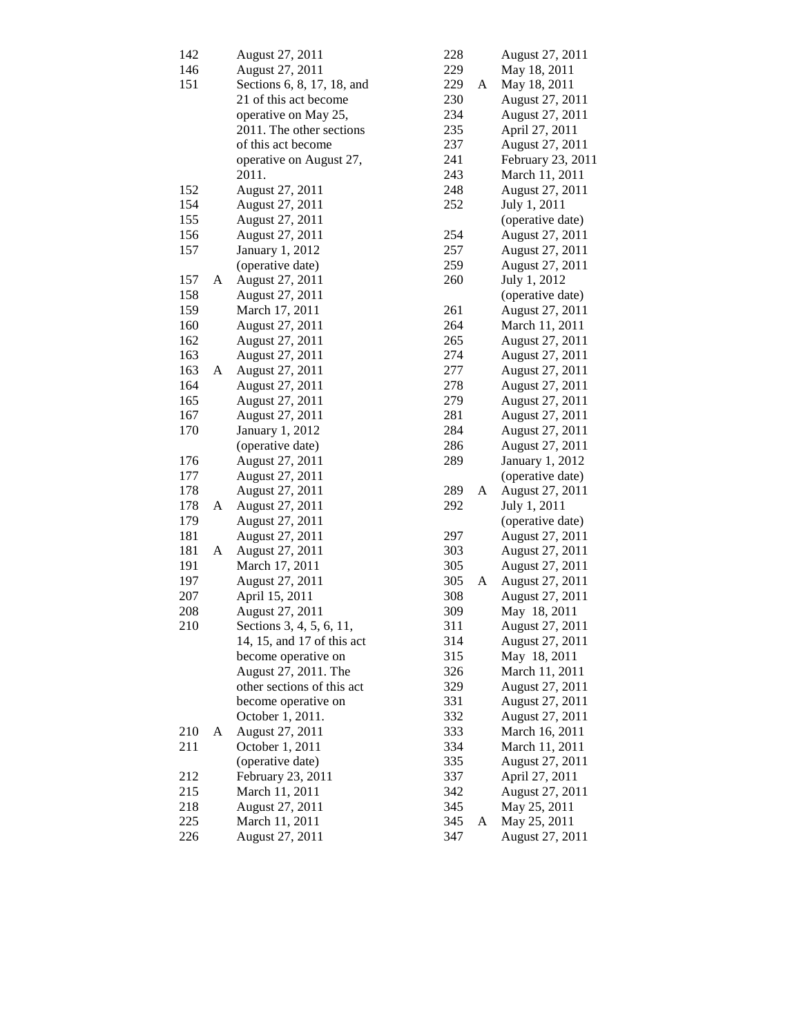| Chapter | | Effective Date |
|---|---|---|
| 142 | | August 27, 2011 |
| 146 | | August 27, 2011 |
| 151 | | Sections 6, 8, 17, 18, and 21 of this act become operative on May 25, 2011. The other sections of this act become operative on August 27, 2011. |
| 152 | | August 27, 2011 |
| 154 | | August 27, 2011 |
| 155 | | August 27, 2011 |
| 156 | | August 27, 2011 |
| 157 | | January 1, 2012 (operative date) |
| 157 | A | August 27, 2011 |
| 158 | | August 27, 2011 |
| 159 | | March 17, 2011 |
| 160 | | August 27, 2011 |
| 162 | | August 27, 2011 |
| 163 | | August 27, 2011 |
| 163 | A | August 27, 2011 |
| 164 | | August 27, 2011 |
| 165 | | August 27, 2011 |
| 167 | | August 27, 2011 |
| 170 | | January 1, 2012 (operative date) |
| 176 | | August 27, 2011 |
| 177 | | August 27, 2011 |
| 178 | | August 27, 2011 |
| 178 | A | August 27, 2011 |
| 179 | | August 27, 2011 |
| 181 | | August 27, 2011 |
| 181 | A | August 27, 2011 |
| 191 | | March 17, 2011 |
| 197 | | August 27, 2011 |
| 207 | | April 15, 2011 |
| 208 | | August 27, 2011 |
| 210 | | Sections 3, 4, 5, 6, 11, 14, 15, and 17 of this act become operative on August 27, 2011. The other sections of this act become operative on October 1, 2011. |
| 210 | A | August 27, 2011 |
| 211 | | October 1, 2011 (operative date) |
| 212 | | February 23, 2011 |
| 215 | | March 11, 2011 |
| 218 | | August 27, 2011 |
| 225 | | March 11, 2011 |
| 226 | | August 27, 2011 |
| 228 | | August 27, 2011 |
| 229 | | May 18, 2011 |
| 229 | A | May 18, 2011 |
| 230 | | August 27, 2011 |
| 234 | | August 27, 2011 |
| 235 | | April 27, 2011 |
| 237 | | August 27, 2011 |
| 241 | | February 23, 2011 |
| 243 | | March 11, 2011 |
| 248 | | August 27, 2011 |
| 252 | | July 1, 2011 (operative date) |
| 254 | | August 27, 2011 |
| 257 | | August 27, 2011 |
| 259 | | August 27, 2011 |
| 260 | | July 1, 2012 (operative date) |
| 261 | | August 27, 2011 |
| 264 | | March 11, 2011 |
| 265 | | August 27, 2011 |
| 274 | | August 27, 2011 |
| 277 | | August 27, 2011 |
| 278 | | August 27, 2011 |
| 279 | | August 27, 2011 |
| 281 | | August 27, 2011 |
| 284 | | August 27, 2011 |
| 286 | | August 27, 2011 |
| 289 | | January 1, 2012 (operative date) |
| 289 | A | August 27, 2011 |
| 292 | | July 1, 2011 (operative date) |
| 297 | | August 27, 2011 |
| 303 | | August 27, 2011 |
| 305 | | August 27, 2011 |
| 305 | A | August 27, 2011 |
| 308 | | August 27, 2011 |
| 309 | | May 18, 2011 |
| 311 | | August 27, 2011 |
| 314 | | August 27, 2011 |
| 315 | | May 18, 2011 |
| 326 | | March 11, 2011 |
| 329 | | August 27, 2011 |
| 331 | | August 27, 2011 |
| 332 | | August 27, 2011 |
| 333 | | March 16, 2011 |
| 334 | | March 11, 2011 |
| 335 | | August 27, 2011 |
| 337 | | April 27, 2011 |
| 342 | | August 27, 2011 |
| 345 | | May 25, 2011 |
| 345 | A | May 25, 2011 |
| 347 | | August 27, 2011 |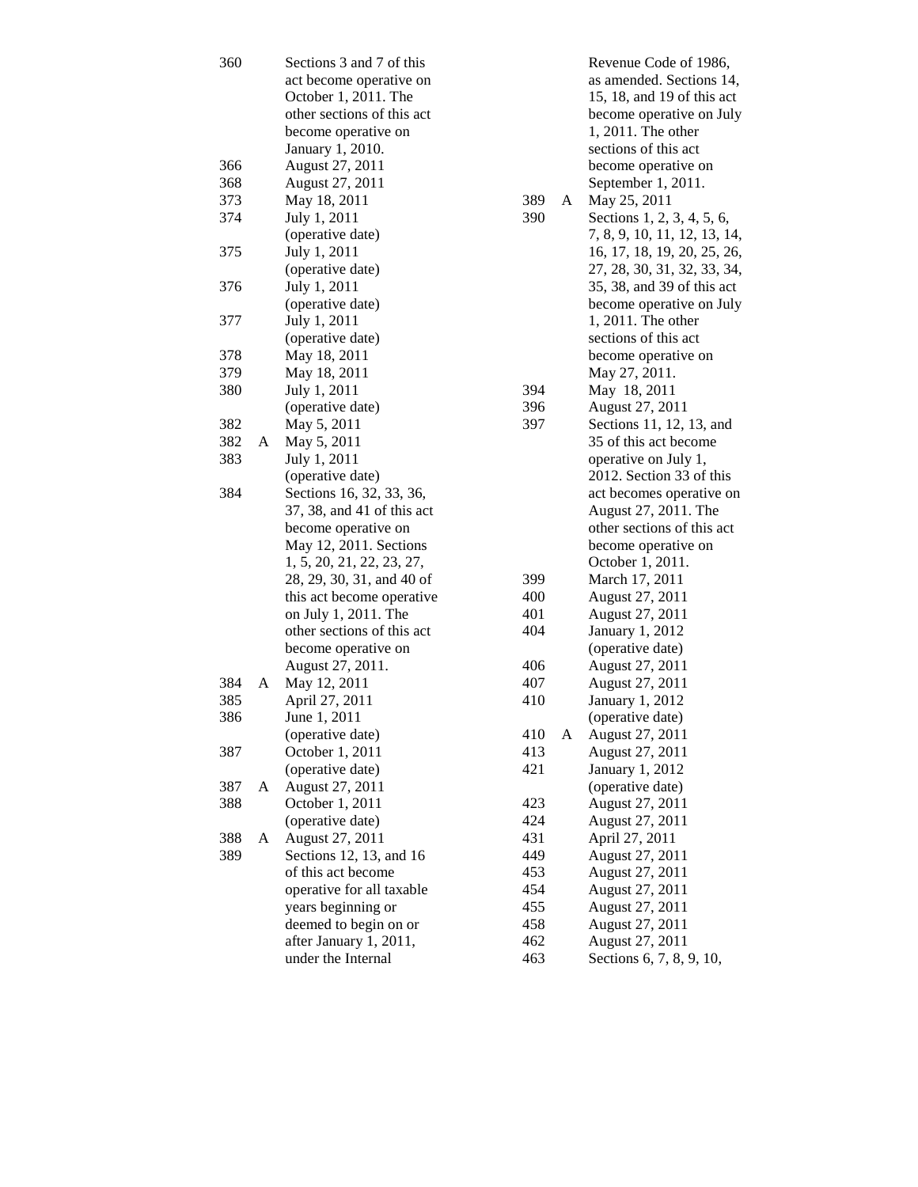| Chapter | | Effective Date |
|---|---|---|
| 360 | | Sections 3 and 7 of this act become operative on October 1, 2011. The other sections of this act become operative on January 1, 2010. |
| 366 | | August 27, 2011 |
| 368 | | August 27, 2011 |
| 373 | | May 18, 2011 |
| 374 | | July 1, 2011 (operative date) |
| 375 | | July 1, 2011 (operative date) |
| 376 | | July 1, 2011 (operative date) |
| 377 | | July 1, 2011 (operative date) |
| 378 | | May 18, 2011 |
| 379 | | May 18, 2011 |
| 380 | | July 1, 2011 (operative date) |
| 382 | | May 5, 2011 |
| 382 | A | May 5, 2011 |
| 383 | | July 1, 2011 (operative date) |
| 384 | | Sections 16, 32, 33, 36, 37, 38, and 41 of this act become operative on May 12, 2011. Sections 1, 5, 20, 21, 22, 23, 27, 28, 29, 30, 31, and 40 of this act become operative on July 1, 2011. The other sections of this act become operative on August 27, 2011. |
| 384 | A | May 12, 2011 |
| 385 | | April 27, 2011 |
| 386 | | June 1, 2011 (operative date) |
| 387 | | October 1, 2011 (operative date) |
| 387 | A | August 27, 2011 |
| 388 | | October 1, 2011 (operative date) |
| 388 | A | August 27, 2011 |
| 389 | | Sections 12, 13, and 16 of this act become operative for all taxable years beginning or deemed to begin on or after January 1, 2011, under the Internal Revenue Code of 1986, as amended. Sections 14, 15, 18, and 19 of this act become operative on July 1, 2011. The other sections of this act become operative on September 1, 2011. |
| 389 | A | May 25, 2011 |
| 390 | | Sections 1, 2, 3, 4, 5, 6, 7, 8, 9, 10, 11, 12, 13, 14, 16, 17, 18, 19, 20, 25, 26, 27, 28, 30, 31, 32, 33, 34, 35, 38, and 39 of this act become operative on July 1, 2011. The other sections of this act become operative on May 27, 2011. |
| 394 | | May 18, 2011 |
| 396 | | August 27, 2011 |
| 397 | | Sections 11, 12, 13, and 35 of this act become operative on July 1, 2012. Section 33 of this act becomes operative on August 27, 2011. The other sections of this act become operative on October 1, 2011. |
| 399 | | March 17, 2011 |
| 400 | | August 27, 2011 |
| 401 | | August 27, 2011 |
| 404 | | January 1, 2012 (operative date) |
| 406 | | August 27, 2011 |
| 407 | | August 27, 2011 |
| 410 | | January 1, 2012 (operative date) |
| 410 | A | August 27, 2011 |
| 413 | | August 27, 2011 |
| 421 | | January 1, 2012 (operative date) |
| 423 | | August 27, 2011 |
| 424 | | August 27, 2011 |
| 431 | | April 27, 2011 |
| 449 | | August 27, 2011 |
| 453 | | August 27, 2011 |
| 454 | | August 27, 2011 |
| 455 | | August 27, 2011 |
| 458 | | August 27, 2011 |
| 462 | | August 27, 2011 |
| 463 | | Sections 6, 7, 8, 9, 10, |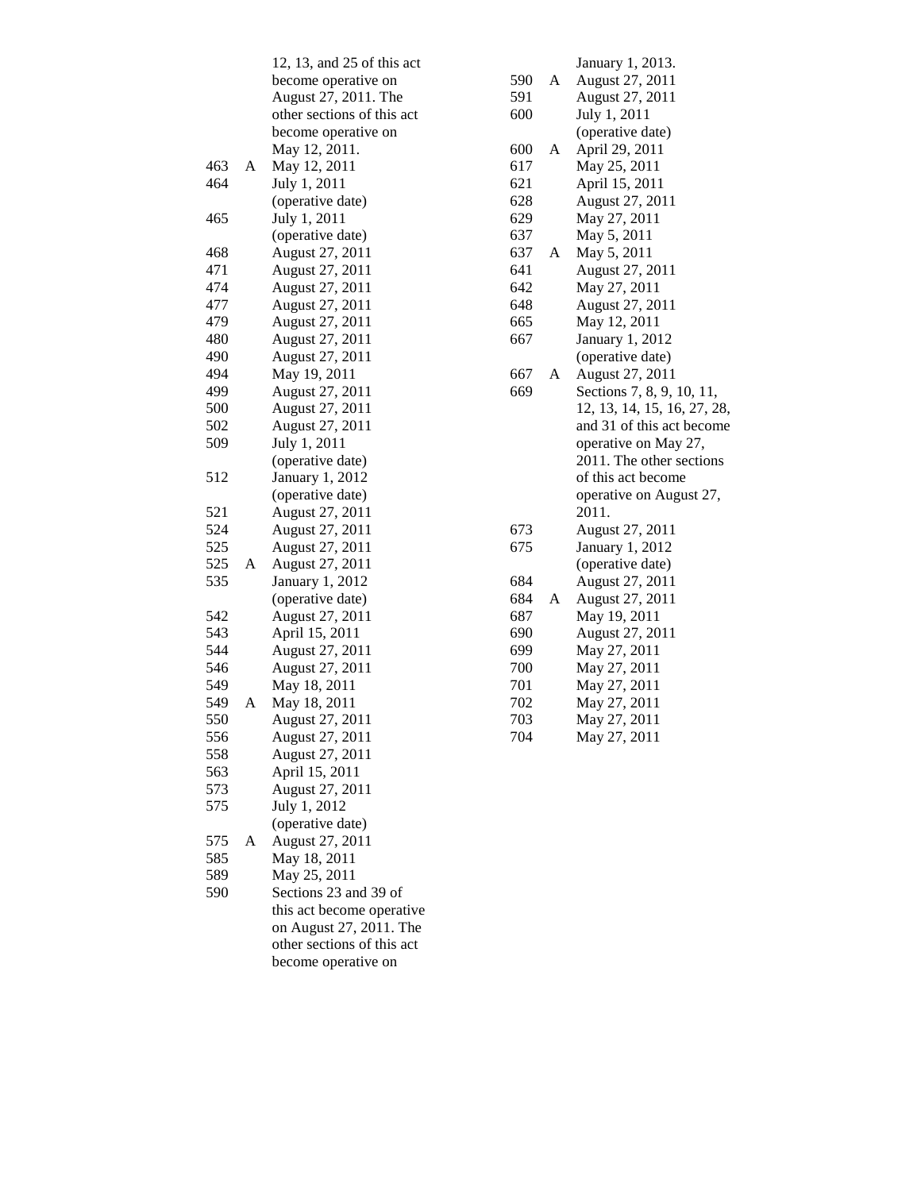| | | |
|---|---|---|
| | | 12, 13, and 25 of this act become operative on August 27, 2011. The other sections of this act become operative on May 12, 2011. |
| 463 | A | May 12, 2011 |
| 464 | | July 1, 2011 (operative date) |
| 465 | | July 1, 2011 (operative date) |
| 468 | | August 27, 2011 |
| 471 | | August 27, 2011 |
| 474 | | August 27, 2011 |
| 477 | | August 27, 2011 |
| 479 | | August 27, 2011 |
| 480 | | August 27, 2011 |
| 490 | | August 27, 2011 |
| 494 | | May 19, 2011 |
| 499 | | August 27, 2011 |
| 500 | | August 27, 2011 |
| 502 | | August 27, 2011 |
| 509 | | July 1, 2011 (operative date) |
| 512 | | January 1, 2012 (operative date) |
| 521 | | August 27, 2011 |
| 524 | | August 27, 2011 |
| 525 | | August 27, 2011 |
| 525 | A | August 27, 2011 |
| 535 | | January 1, 2012 (operative date) |
| 542 | | August 27, 2011 |
| 543 | | April 15, 2011 |
| 544 | | August 27, 2011 |
| 546 | | August 27, 2011 |
| 549 | | May 18, 2011 |
| 549 | A | May 18, 2011 |
| 550 | | August 27, 2011 |
| 556 | | August 27, 2011 |
| 558 | | August 27, 2011 |
| 563 | | April 15, 2011 |
| 573 | | August 27, 2011 |
| 575 | | July 1, 2012 (operative date) |
| 575 | A | August 27, 2011 |
| 585 | | May 18, 2011 |
| 589 | | May 25, 2011 |
| 590 | | Sections 23 and 39 of this act become operative on August 27, 2011. The other sections of this act become operative on January 1, 2013. |
| 590 | A | August 27, 2011 |
| 591 | | August 27, 2011 |
| 600 | | July 1, 2011 (operative date) |
| 600 | A | April 29, 2011 |
| 617 | | May 25, 2011 |
| 621 | | April 15, 2011 |
| 628 | | August 27, 2011 |
| 629 | | May 27, 2011 |
| 637 | | May 5, 2011 |
| 637 | A | May 5, 2011 |
| 641 | | August 27, 2011 |
| 642 | | May 27, 2011 |
| 648 | | August 27, 2011 |
| 665 | | May 12, 2011 |
| 667 | | January 1, 2012 (operative date) |
| 667 | A | August 27, 2011 |
| 669 | | Sections 7, 8, 9, 10, 11, 12, 13, 14, 15, 16, 27, 28, and 31 of this act become operative on May 27, 2011. The other sections of this act become operative on August 27, 2011. |
| 673 | | August 27, 2011 |
| 675 | | January 1, 2012 (operative date) |
| 684 | | August 27, 2011 |
| 684 | A | August 27, 2011 |
| 687 | | May 19, 2011 |
| 690 | | August 27, 2011 |
| 699 | | May 27, 2011 |
| 700 | | May 27, 2011 |
| 701 | | May 27, 2011 |
| 702 | | May 27, 2011 |
| 703 | | May 27, 2011 |
| 704 | | May 27, 2011 |